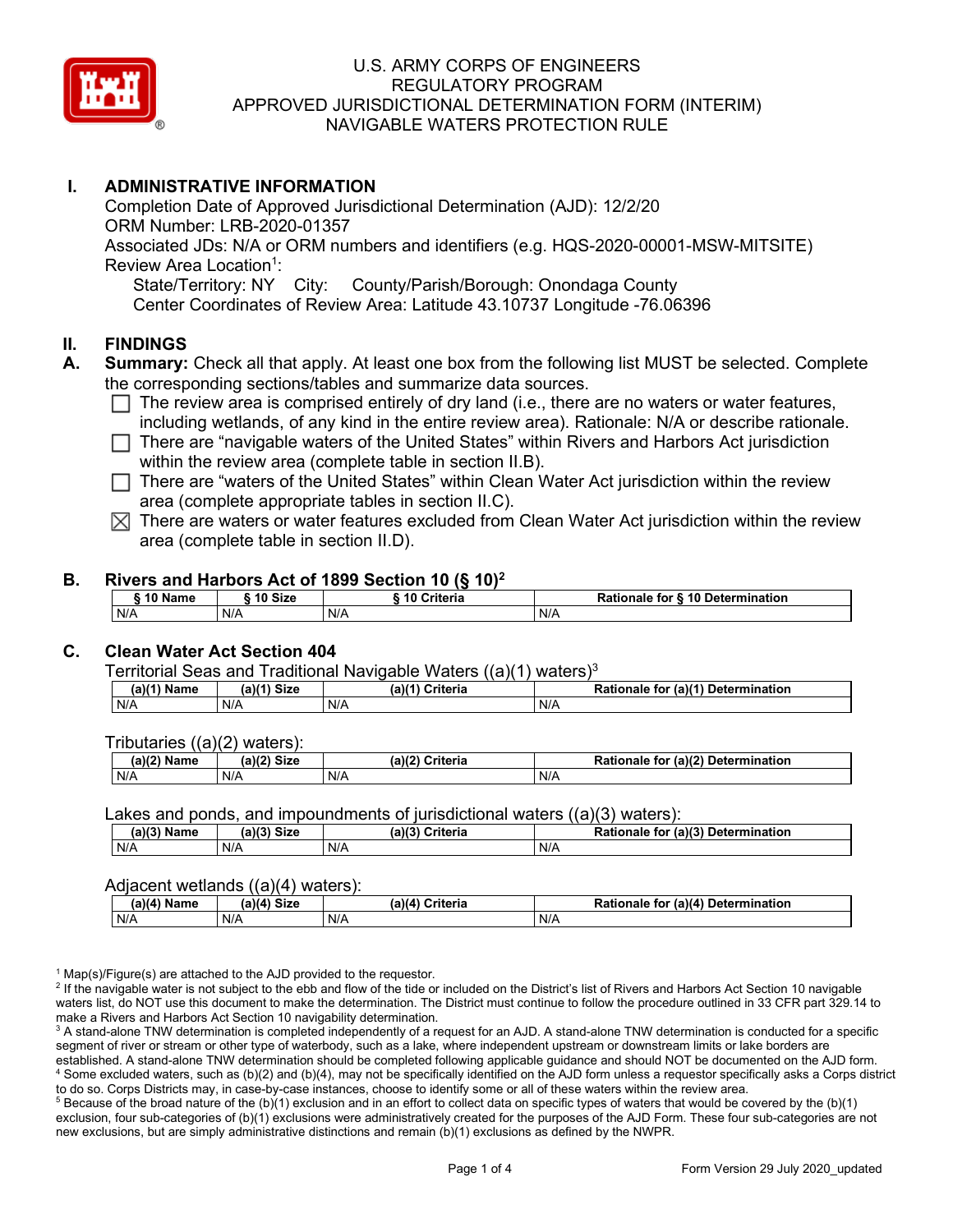U.S. ARMY CORPS OF ENGINEERS
REGULATORY PROGRAM
APPROVED JURISDICTIONAL DETERMINATION FORM (INTERIM)
NAVIGABLE WATERS PROTECTION RULE

## I. ADMINISTRATIVE INFORMATION

Completion Date of Approved Jurisdictional Determination (AJD): 12/2/20
ORM Number: LRB-2020-01357
Associated JDs: N/A or ORM numbers and identifiers (e.g. HQS-2020-00001-MSW-MITSITE)
Review Area Location[1]:
State/Territory: NY City: County/Parish/Borough: Onondaga County
Center Coordinates of Review Area: Latitude 43.10737 Longitude -76.06396

## II. FINDINGS

**A. Summary:** Check all that apply. At least one box from the following list MUST be selected. Complete the corresponding sections/tables and summarize data sources.

- ☐ The review area is comprised entirely of dry land (i.e., there are no waters or water features, including wetlands, of any kind in the entire review area). Rationale: N/A or describe rationale.
- ☐ There are "navigable waters of the United States" within Rivers and Harbors Act jurisdiction within the review area (complete table in section II.B).
- ☐ There are "waters of the United States" within Clean Water Act jurisdiction within the review area (complete appropriate tables in section II.C).
- ☒ There are waters or water features excluded from Clean Water Act jurisdiction within the review area (complete table in section II.D).

**B. Rivers and Harbors Act of 1899 Section 10 (§ 10)[2]**

| § 10 Name | § 10 Size | § 10 Criteria | Rationale for § 10 Determination |
|---|---|---|---|
| N/A | N/A | N/A | N/A |

**C. Clean Water Act Section 404**

Territorial Seas and Traditional Navigable Waters ((a)(1) waters)[3]

| (a)(1) Name | (a)(1) Size | (a)(1) Criteria | Rationale for (a)(1) Determination |
|---|---|---|---|
| N/A | N/A | N/A | N/A |

Tributaries ((a)(2) waters):

| (a)(2) Name | (a)(2) Size | (a)(2) Criteria | Rationale for (a)(2) Determination |
|---|---|---|---|
| N/A | N/A | N/A | N/A |

Lakes and ponds, and impoundments of jurisdictional waters ((a)(3) waters):

| (a)(3) Name | (a)(3) Size | (a)(3) Criteria | Rationale for (a)(3) Determination |
|---|---|---|---|
| N/A | N/A | N/A | N/A |

Adjacent wetlands ((a)(4) waters):

| (a)(4) Name | (a)(4) Size | (a)(4) Criteria | Rationale for (a)(4) Determination |
|---|---|---|---|
| N/A | N/A | N/A | N/A |

[1] Map(s)/Figure(s) are attached to the AJD provided to the requestor.
[2] If the navigable water is not subject to the ebb and flow of the tide or included on the District's list of Rivers and Harbors Act Section 10 navigable waters list, do NOT use this document to make the determination. The District must continue to follow the procedure outlined in 33 CFR part 329.14 to make a Rivers and Harbors Act Section 10 navigability determination.
[3] A stand-alone TNW determination is completed independently of a request for an AJD. A stand-alone TNW determination is conducted for a specific segment of river or stream or other type of waterbody, such as a lake, where independent upstream or downstream limits or lake borders are established. A stand-alone TNW determination should be completed following applicable guidance and should NOT be documented on the AJD form.
[4] Some excluded waters, such as (b)(2) and (b)(4), may not be specifically identified on the AJD form unless a requestor specifically asks a Corps district to do so. Corps Districts may, in case-by-case instances, choose to identify some or all of these waters within the review area.
[5] Because of the broad nature of the (b)(1) exclusion and in an effort to collect data on specific types of waters that would be covered by the (b)(1) exclusion, four sub-categories of (b)(1) exclusions were administratively created for the purposes of the AJD Form. These four sub-categories are not new exclusions, but are simply administrative distinctions and remain (b)(1) exclusions as defined by the NWPR.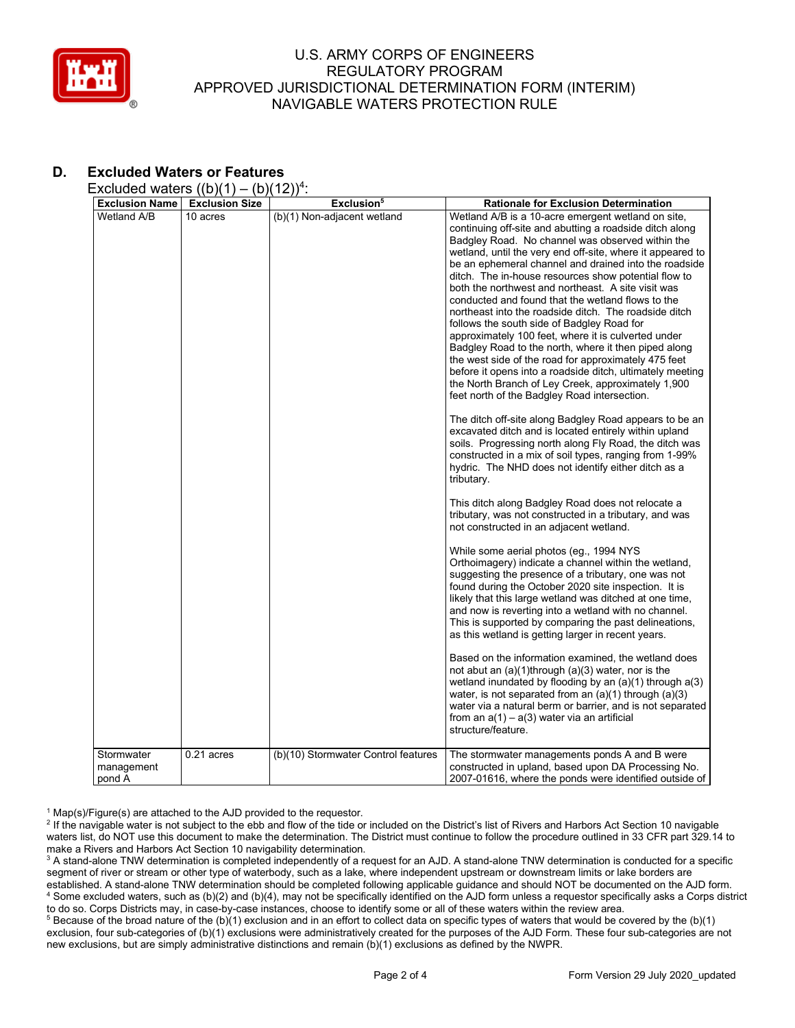## D. Excluded Waters or Features

Excluded waters ((b)(1) – (b)(12))[4]:

| Exclusion Name | Exclusion Size | Exclusion[5] | Rationale for Exclusion Determination |
|---|---|---|---|
| Wetland A/B | 10 acres | (b)(1) Non-adjacent wetland | Wetland A/B is a 10-acre emergent wetland on site, continuing off-site and abutting a roadside ditch along Badgley Road. No channel was observed within the wetland, until the very end off-site, where it appeared to be an ephemeral channel and drained into the roadside ditch. The in-house resources show potential flow to both the northwest and northeast. A site visit was conducted and found that the wetland flows to the northeast into the roadside ditch. The roadside ditch follows the south side of Badgley Road for approximately 100 feet, where it is culverted under Badgley Road to the north, where it then piped along the west side of the road for approximately 475 feet before it opens into a roadside ditch, ultimately meeting the North Branch of Ley Creek, approximately 1,900 feet north of the Badgley Road intersection.<br><br>The ditch off-site along Badgley Road appears to be an excavated ditch and is located entirely within upland soils. Progressing north along Fly Road, the ditch was constructed in a mix of soil types, ranging from 1-99% hydric. The NHD does not identify either ditch as a tributary.<br><br>This ditch along Badgley Road does not relocate a tributary, was not constructed in a tributary, and was not constructed in an adjacent wetland.<br><br>While some aerial photos (eg., 1994 NYS Orthoimagery) indicate a channel within the wetland, suggesting the presence of a tributary, one was not found during the October 2020 site inspection. It is likely that this large wetland was ditched at one time, and now is reverting into a wetland with no channel. This is supported by comparing the past delineations, as this wetland is getting larger in recent years.<br><br>Based on the information examined, the wetland does not abut an (a)(1)through (a)(3) water, nor is the wetland inundated by flooding by an (a)(1) through a(3) water, is not separated from an (a)(1) through (a)(3) water via a natural berm or barrier, and is not separated from an a(1) – a(3) water via an artificial structure/feature. |
| Stormwater management pond A | 0.21 acres | (b)(10) Stormwater Control features | The stormwater managements ponds A and B were constructed in upland, based upon DA Processing No. 2007-01616, where the ponds were identified outside of |

[1] Map(s)/Figure(s) are attached to the AJD provided to the requestor.

[2] If the navigable water is not subject to the ebb and flow of the tide or included on the District's list of Rivers and Harbors Act Section 10 navigable waters list, do NOT use this document to make the determination. The District must continue to follow the procedure outlined in 33 CFR part 329.14 to make a Rivers and Harbors Act Section 10 navigability determination.

[3] A stand-alone TNW determination is completed independently of a request for an AJD. A stand-alone TNW determination is conducted for a specific segment of river or stream or other type of waterbody, such as a lake, where independent upstream or downstream limits or lake borders are established. A stand-alone TNW determination should be completed following applicable guidance and should NOT be documented on the AJD form.

[4] Some excluded waters, such as (b)(2) and (b)(4), may not be specifically identified on the AJD form unless a requestor specifically asks a Corps district to do so. Corps Districts may, in case-by-case instances, choose to identify some or all of these waters within the review area.

[5] Because of the broad nature of the (b)(1) exclusion and in an effort to collect data on specific types of waters that would be covered by the (b)(1) exclusion, four sub-categories of (b)(1) exclusions were administratively created for the purposes of the AJD Form. These four sub-categories are not new exclusions, but are simply administrative distinctions and remain (b)(1) exclusions as defined by the NWPR.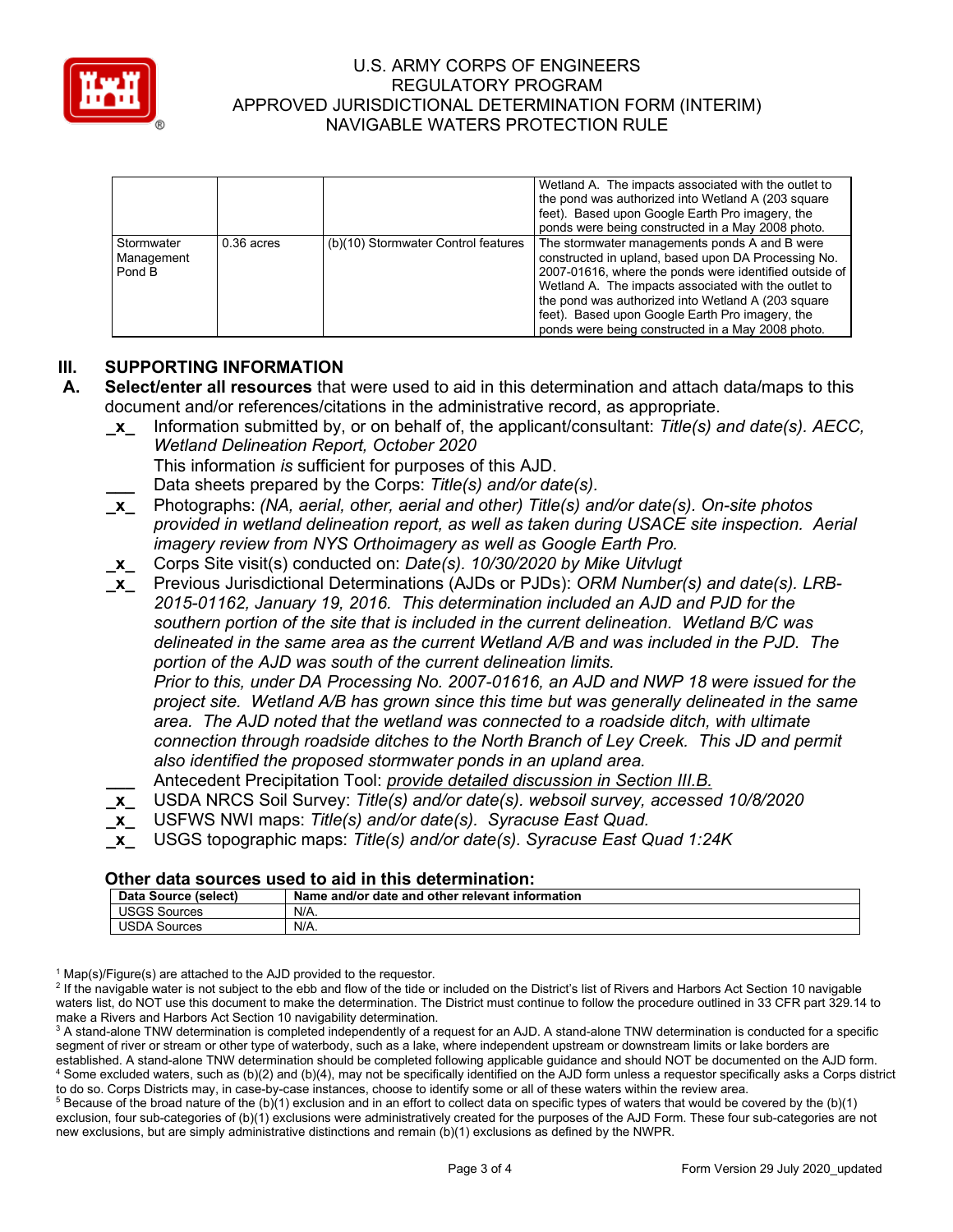| | | | Wetland A. The impacts associated with the outlet to the pond was authorized into Wetland A (203 square feet). Based upon Google Earth Pro imagery, the ponds were being constructed in a May 2008 photo. |
|---|---|---|---|
| Stormwater Management Pond B | 0.36 acres | (b)(10) Stormwater Control features | The stormwater managements ponds A and B were constructed in upland, based upon DA Processing No. 2007-01616, where the ponds were identified outside of Wetland A. The impacts associated with the outlet to the pond was authorized into Wetland A (203 square feet). Based upon Google Earth Pro imagery, the ponds were being constructed in a May 2008 photo. |

## III. SUPPORTING INFORMATION

**A. Select/enter all resources** that were used to aid in this determination and attach data/maps to this document and/or references/citations in the administrative record, as appropriate.

_x_ Information submitted by, or on behalf of, the applicant/consultant: *Title(s) and date(s). AECC, Wetland Delineation Report, October 2020*
This information *is* sufficient for purposes of this AJD.

___ Data sheets prepared by the Corps: *Title(s) and/or date(s).*

_x_ Photographs: *(NA, aerial, other, aerial and other) Title(s) and/or date(s). On-site photos provided in wetland delineation report, as well as taken during USACE site inspection. Aerial imagery review from NYS Orthoimagery as well as Google Earth Pro.*

_x_ Corps Site visit(s) conducted on: *Date(s). 10/30/2020 by Mike Uitvlugt*

_x_ Previous Jurisdictional Determinations (AJDs or PJDs): *ORM Number(s) and date(s). LRB-2015-01162, January 19, 2016. This determination included an AJD and PJD for the southern portion of the site that is included in the current delineation. Wetland B/C was delineated in the same area as the current Wetland A/B and was included in the PJD. The portion of the AJD was south of the current delineation limits.*
*Prior to this, under DA Processing No. 2007-01616, an AJD and NWP 18 were issued for the project site. Wetland A/B has grown since this time but was generally delineated in the same area. The AJD noted that the wetland was connected to a roadside ditch, with ultimate connection through roadside ditches to the North Branch of Ley Creek. This JD and permit also identified the proposed stormwater ponds in an upland area.*

___ Antecedent Precipitation Tool: *provide detailed discussion in Section III.B.*

_x_ USDA NRCS Soil Survey: *Title(s) and/or date(s). websoil survey, accessed 10/8/2020*

_x_ USFWS NWI maps: *Title(s) and/or date(s). Syracuse East Quad.*

_x_ USGS topographic maps: *Title(s) and/or date(s). Syracuse East Quad 1:24K*

### Other data sources used to aid in this determination:

| Data Source (select) | Name and/or date and other relevant information |
|---|---|
| USGS Sources | N/A. |
| USDA Sources | N/A. |

[1] Map(s)/Figure(s) are attached to the AJD provided to the requestor.
[2] If the navigable water is not subject to the ebb and flow of the tide or included on the District's list of Rivers and Harbors Act Section 10 navigable waters list, do NOT use this document to make the determination. The District must continue to follow the procedure outlined in 33 CFR part 329.14 to make a Rivers and Harbors Act Section 10 navigability determination.
[3] A stand-alone TNW determination is completed independently of a request for an AJD. A stand-alone TNW determination is conducted for a specific segment of river or stream or other type of waterbody, such as a lake, where independent upstream or downstream limits or lake borders are established. A stand-alone TNW determination should be completed following applicable guidance and should NOT be documented on the AJD form.
[4] Some excluded waters, such as (b)(2) and (b)(4), may not be specifically identified on the AJD form unless a requestor specifically asks a Corps district to do so. Corps Districts may, in case-by-case instances, choose to identify some or all of these waters within the review area.
[5] Because of the broad nature of the (b)(1) exclusion and in an effort to collect data on specific types of waters that would be covered by the (b)(1) exclusion, four sub-categories of (b)(1) exclusions were administratively created for the purposes of the AJD Form. These four sub-categories are not new exclusions, but are simply administrative distinctions and remain (b)(1) exclusions as defined by the NWPR.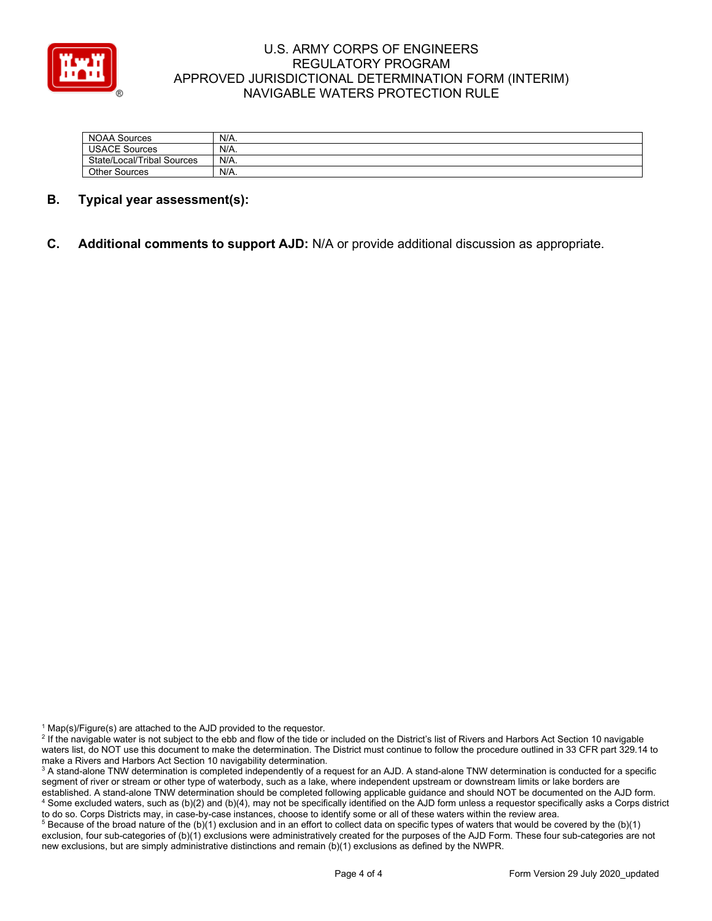| | |
|---|---|
| NOAA Sources | N/A. |
| USACE Sources | N/A. |
| State/Local/Tribal Sources | N/A. |
| Other Sources | N/A. |

## B. Typical year assessment(s):

## C. Additional comments to support AJD: N/A or provide additional discussion as appropriate.

[1] Map(s)/Figure(s) are attached to the AJD provided to the requestor.

[2] If the navigable water is not subject to the ebb and flow of the tide or included on the District's list of Rivers and Harbors Act Section 10 navigable waters list, do NOT use this document to make the determination. The District must continue to follow the procedure outlined in 33 CFR part 329.14 to make a Rivers and Harbors Act Section 10 navigability determination.

[3] A stand-alone TNW determination is completed independently of a request for an AJD. A stand-alone TNW determination is conducted for a specific segment of river or stream or other type of waterbody, such as a lake, where independent upstream or downstream limits or lake borders are established. A stand-alone TNW determination should be completed following applicable guidance and should NOT be documented on the AJD form.

[4] Some excluded waters, such as (b)(2) and (b)(4), may not be specifically identified on the AJD form unless a requestor specifically asks a Corps district to do so. Corps Districts may, in case-by-case instances, choose to identify some or all of these waters within the review area.

[5] Because of the broad nature of the (b)(1) exclusion and in an effort to collect data on specific types of waters that would be covered by the (b)(1) exclusion, four sub-categories of (b)(1) exclusions were administratively created for the purposes of the AJD Form. These four sub-categories are not new exclusions, but are simply administrative distinctions and remain (b)(1) exclusions as defined by the NWPR.